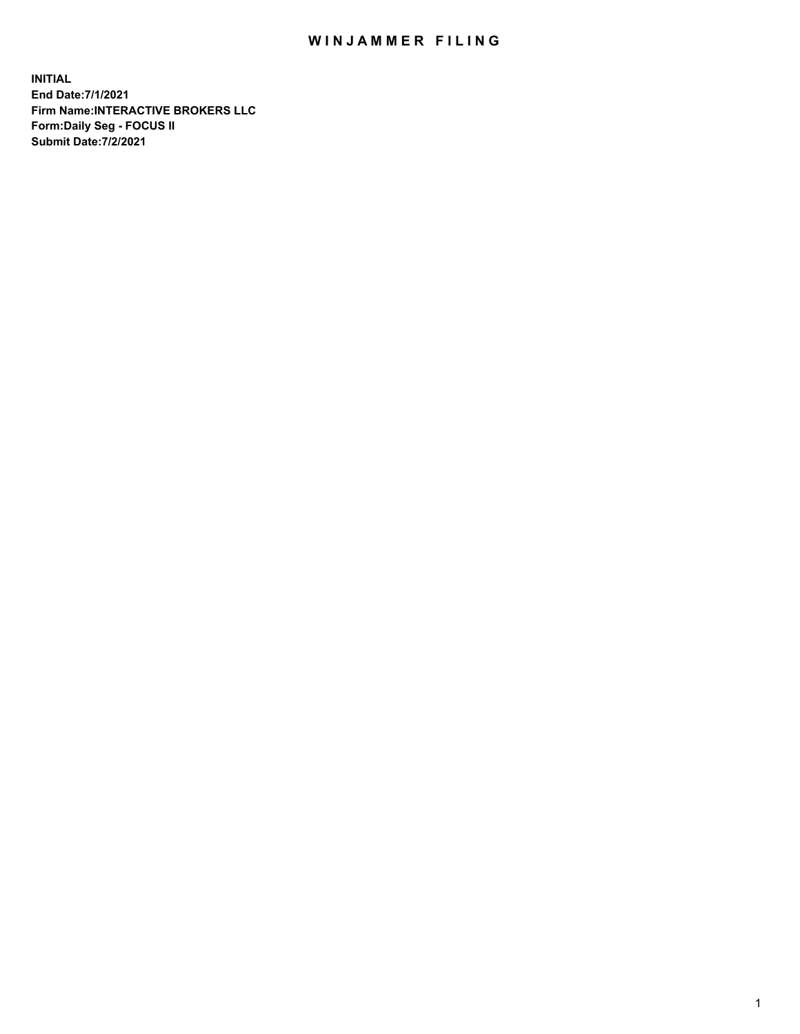# WINJAMMER FILING

**INITIAL**
**End Date:7/1/2021**
**Firm Name:INTERACTIVE BROKERS LLC**
**Form:Daily Seg - FOCUS II**
**Submit Date:7/2/2021**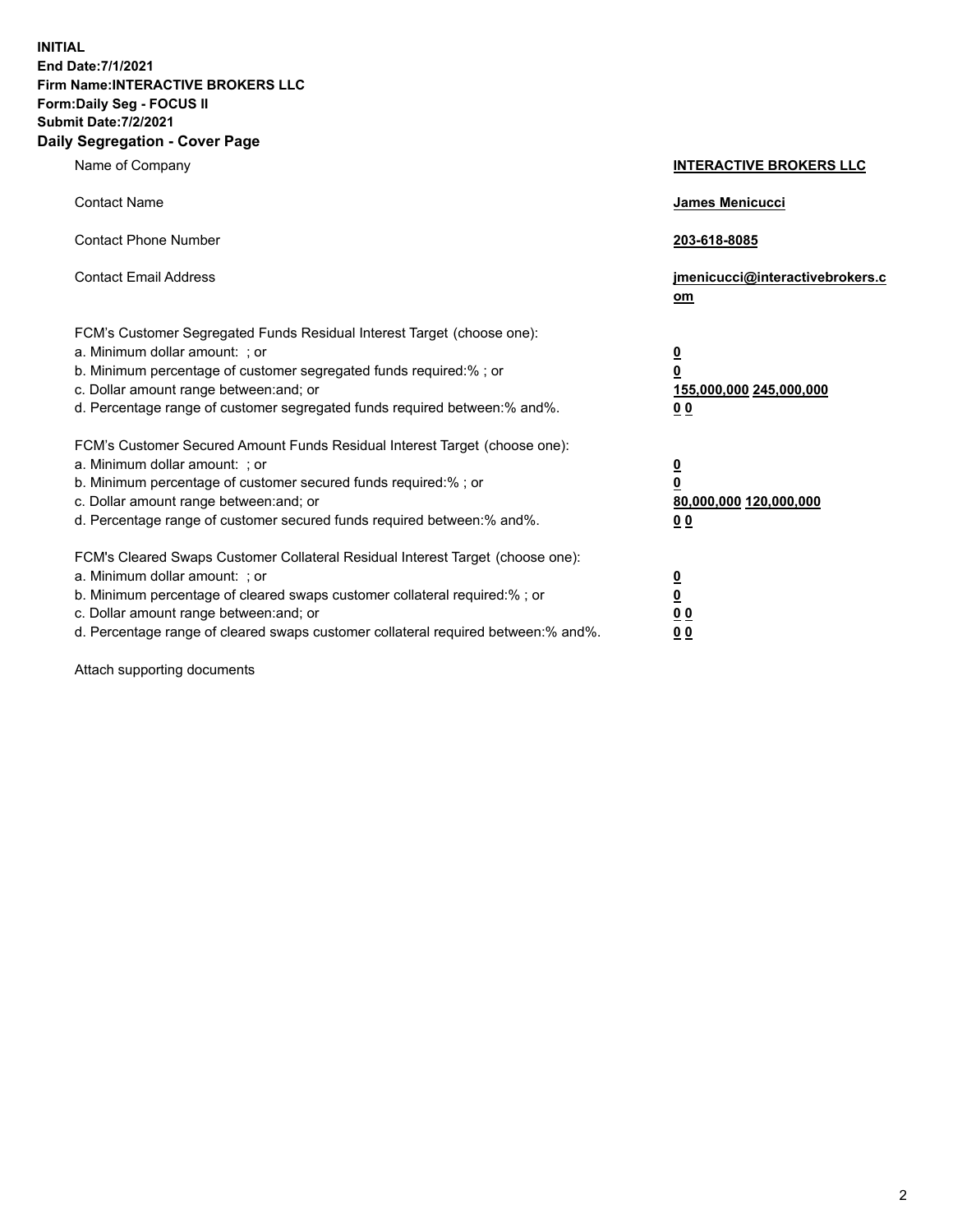**INITIAL**
**End Date:7/1/2021**
**Firm Name:INTERACTIVE BROKERS LLC**
**Form:Daily Seg - FOCUS II**
**Submit Date:7/2/2021**

## Daily Segregation - Cover Page

| | |
|---|---|
| Name of Company | **INTERACTIVE BROKERS LLC** |
| Contact Name | **James Menicucci** |
| Contact Phone Number | **203-618-8085** |
| Contact Email Address | **jmenicucci@interactivebrokers.com** |
| FCM's Customer Segregated Funds Residual Interest Target (choose one): | |
| a. Minimum dollar amount: ; or | **0** |
| b. Minimum percentage of customer segregated funds required:% ; or | **0** |
| c. Dollar amount range between:and; or | **155,000,000 245,000,000** |
| d. Percentage range of customer segregated funds required between:% and%. | **0 0** |
| FCM's Customer Secured Amount Funds Residual Interest Target (choose one): | |
| a. Minimum dollar amount: ; or | **0** |
| b. Minimum percentage of customer secured funds required:% ; or | **0** |
| c. Dollar amount range between:and; or | **80,000,000 120,000,000** |
| d. Percentage range of customer secured funds required between:% and%. | **0 0** |
| FCM's Cleared Swaps Customer Collateral Residual Interest Target (choose one): | |
| a. Minimum dollar amount: ; or | **0** |
| b. Minimum percentage of cleared swaps customer collateral required:% ; or | **0** |
| c. Dollar amount range between:and; or | **0 0** |
| d. Percentage range of cleared swaps customer collateral required between:% and%. | **0 0** |

Attach supporting documents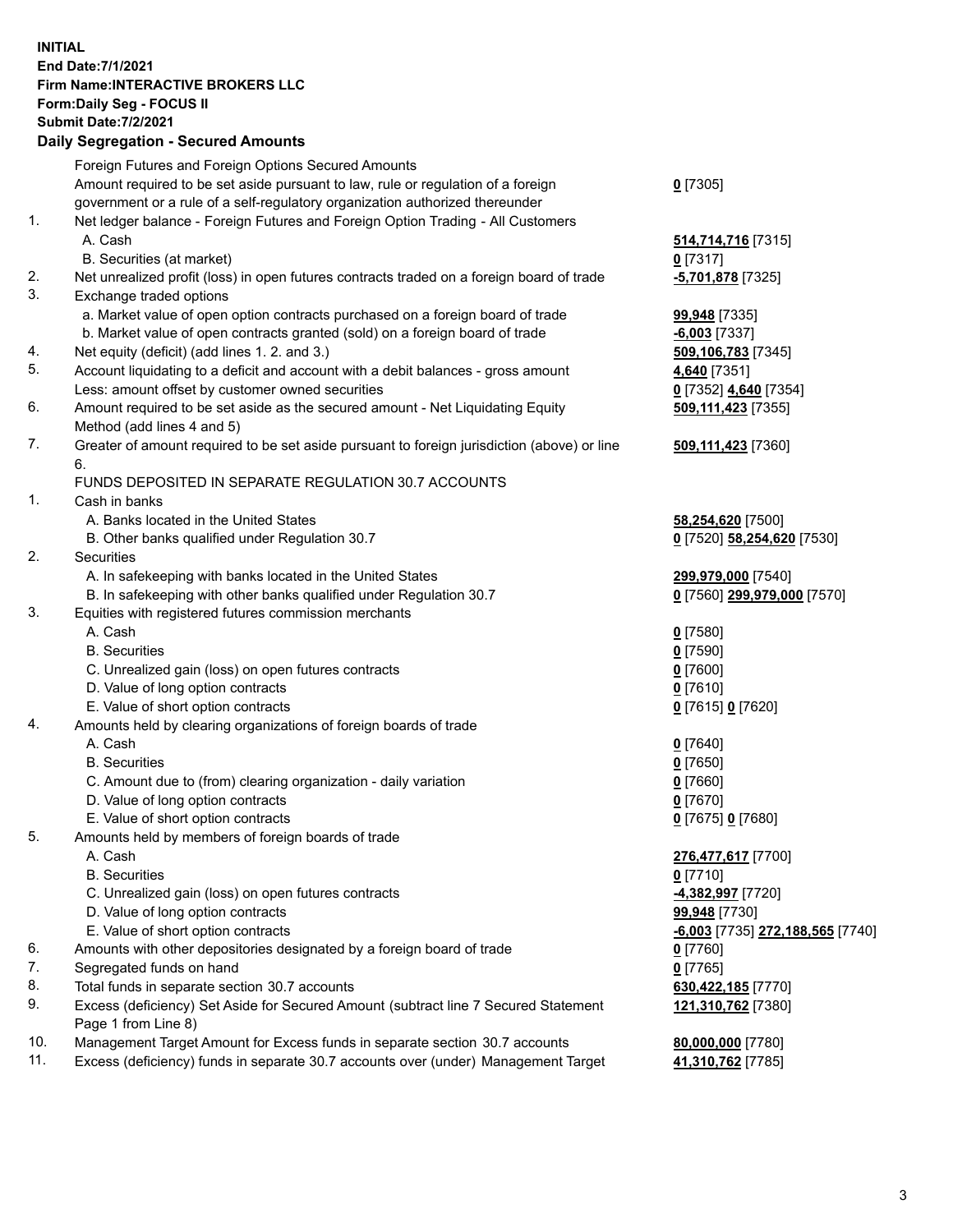**INITIAL**
**End Date:7/1/2021**
**Firm Name:INTERACTIVE BROKERS LLC**
**Form:Daily Seg - FOCUS II**
**Submit Date:7/2/2021**

## Daily Segregation - Secured Amounts

| | | |
|---|---|---|
| | Foreign Futures and Foreign Options Secured Amounts | |
| | Amount required to be set aside pursuant to law, rule or regulation of a foreign government or a rule of a self-regulatory organization authorized thereunder | **0** [7305] |
| 1. | Net ledger balance - Foreign Futures and Foreign Option Trading - All Customers | |
| | A. Cash | **514,714,716** [7315] |
| | B. Securities (at market) | **0** [7317] |
| 2. | Net unrealized profit (loss) in open futures contracts traded on a foreign board of trade | **-5,701,878** [7325] |
| 3. | Exchange traded options | |
| | a. Market value of open option contracts purchased on a foreign board of trade | **99,948** [7335] |
| | b. Market value of open contracts granted (sold) on a foreign board of trade | **-6,003** [7337] |
| 4. | Net equity (deficit) (add lines 1. 2. and 3.) | **509,106,783** [7345] |
| 5. | Account liquidating to a deficit and account with a debit balances - gross amount | **4,640** [7351] |
| | Less: amount offset by customer owned securities | **0** [7352] **4,640** [7354] |
| 6. | Amount required to be set aside as the secured amount - Net Liquidating Equity Method (add lines 4 and 5) | **509,111,423** [7355] |
| 7. | Greater of amount required to be set aside pursuant to foreign jurisdiction (above) or line 6. | **509,111,423** [7360] |
| | FUNDS DEPOSITED IN SEPARATE REGULATION 30.7 ACCOUNTS | |
| 1. | Cash in banks | |
| | A. Banks located in the United States | **58,254,620** [7500] |
| | B. Other banks qualified under Regulation 30.7 | **0** [7520] **58,254,620** [7530] |
| 2. | Securities | |
| | A. In safekeeping with banks located in the United States | **299,979,000** [7540] |
| | B. In safekeeping with other banks qualified under Regulation 30.7 | **0** [7560] **299,979,000** [7570] |
| 3. | Equities with registered futures commission merchants | |
| | A. Cash | **0** [7580] |
| | B. Securities | **0** [7590] |
| | C. Unrealized gain (loss) on open futures contracts | **0** [7600] |
| | D. Value of long option contracts | **0** [7610] |
| | E. Value of short option contracts | **0** [7615] **0** [7620] |
| 4. | Amounts held by clearing organizations of foreign boards of trade | |
| | A. Cash | **0** [7640] |
| | B. Securities | **0** [7650] |
| | C. Amount due to (from) clearing organization - daily variation | **0** [7660] |
| | D. Value of long option contracts | **0** [7670] |
| | E. Value of short option contracts | **0** [7675] **0** [7680] |
| 5. | Amounts held by members of foreign boards of trade | |
| | A. Cash | **276,477,617** [7700] |
| | B. Securities | **0** [7710] |
| | C. Unrealized gain (loss) on open futures contracts | **-4,382,997** [7720] |
| | D. Value of long option contracts | **99,948** [7730] |
| | E. Value of short option contracts | **-6,003** [7735] **272,188,565** [7740] |
| 6. | Amounts with other depositories designated by a foreign board of trade | **0** [7760] |
| 7. | Segregated funds on hand | **0** [7765] |
| 8. | Total funds in separate section 30.7 accounts | **630,422,185** [7770] |
| 9. | Excess (deficiency) Set Aside for Secured Amount (subtract line 7 Secured Statement Page 1 from Line 8) | **121,310,762** [7380] |
| 10. | Management Target Amount for Excess funds in separate section 30.7 accounts | **80,000,000** [7780] |
| 11. | Excess (deficiency) funds in separate 30.7 accounts over (under) Management Target | **41,310,762** [7785] |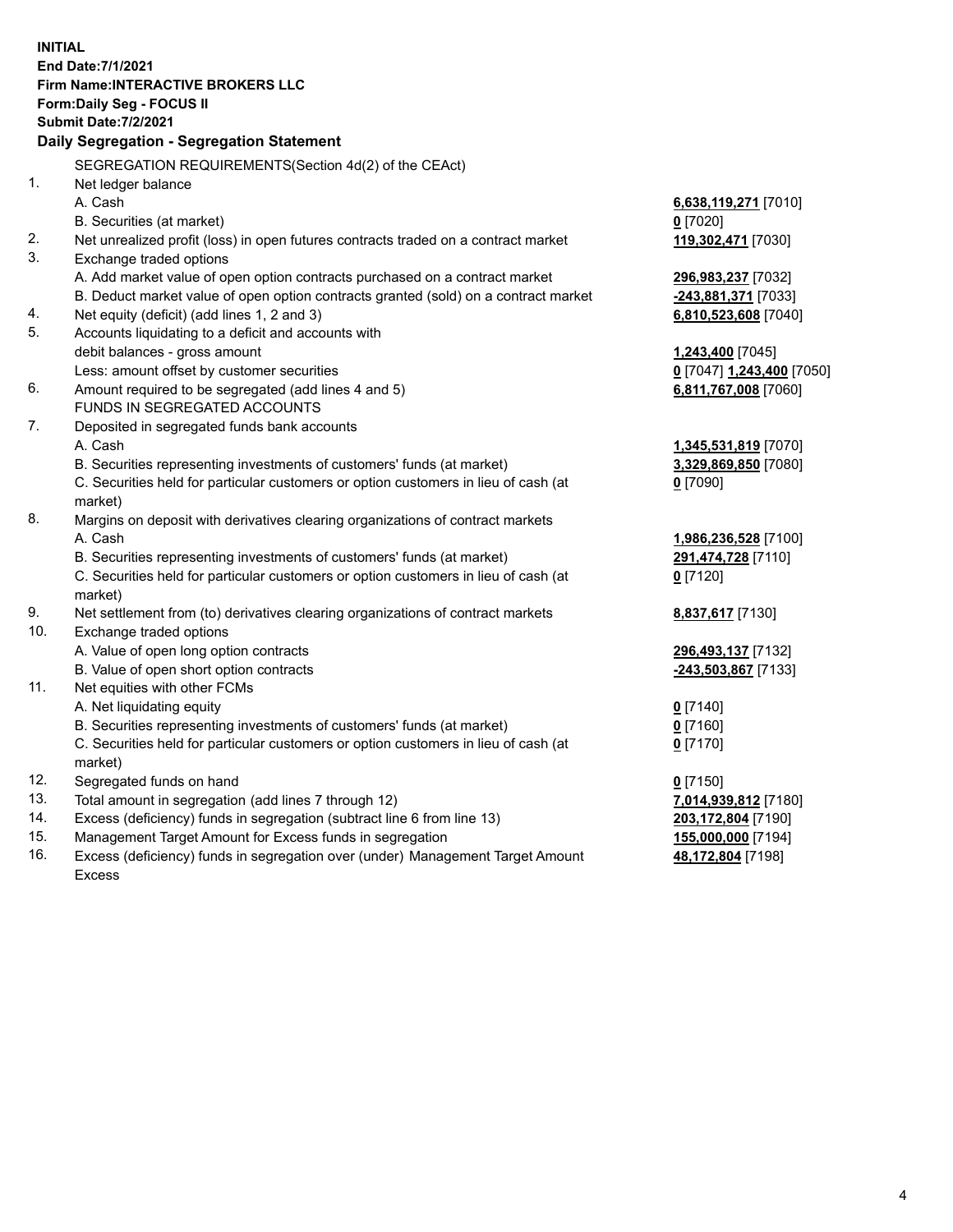**INITIAL**
**End Date:7/1/2021**
**Firm Name:INTERACTIVE BROKERS LLC**
**Form:Daily Seg - FOCUS II**
**Submit Date:7/2/2021**

## Daily Segregation - Segregation Statement

| | | |
|---|---|---|
| | SEGREGATION REQUIREMENTS(Section 4d(2) of the CEAct) | |
| 1. | Net ledger balance | |
| | A. Cash | **6,638,119,271** [7010] |
| | B. Securities (at market) | **0** [7020] |
| 2. | Net unrealized profit (loss) in open futures contracts traded on a contract market | **119,302,471** [7030] |
| 3. | Exchange traded options | |
| | A. Add market value of open option contracts purchased on a contract market | **296,983,237** [7032] |
| | B. Deduct market value of open option contracts granted (sold) on a contract market | **-243,881,371** [7033] |
| 4. | Net equity (deficit) (add lines 1, 2 and 3) | **6,810,523,608** [7040] |
| 5. | Accounts liquidating to a deficit and accounts with debit balances - gross amount | **1,243,400** [7045] |
| | Less: amount offset by customer securities | **0** [7047] **1,243,400** [7050] |
| 6. | Amount required to be segregated (add lines 4 and 5) | **6,811,767,008** [7060] |
| | FUNDS IN SEGREGATED ACCOUNTS | |
| 7. | Deposited in segregated funds bank accounts | |
| | A. Cash | **1,345,531,819** [7070] |
| | B. Securities representing investments of customers' funds (at market) | **3,329,869,850** [7080] |
| | C. Securities held for particular customers or option customers in lieu of cash (at market) | **0** [7090] |
| 8. | Margins on deposit with derivatives clearing organizations of contract markets | |
| | A. Cash | **1,986,236,528** [7100] |
| | B. Securities representing investments of customers' funds (at market) | **291,474,728** [7110] |
| | C. Securities held for particular customers or option customers in lieu of cash (at market) | **0** [7120] |
| 9. | Net settlement from (to) derivatives clearing organizations of contract markets | **8,837,617** [7130] |
| 10. | Exchange traded options | |
| | A. Value of open long option contracts | **296,493,137** [7132] |
| | B. Value of open short option contracts | **-243,503,867** [7133] |
| 11. | Net equities with other FCMs | |
| | A. Net liquidating equity | **0** [7140] |
| | B. Securities representing investments of customers' funds (at market) | **0** [7160] |
| | C. Securities held for particular customers or option customers in lieu of cash (at market) | **0** [7170] |
| 12. | Segregated funds on hand | **0** [7150] |
| 13. | Total amount in segregation (add lines 7 through 12) | **7,014,939,812** [7180] |
| 14. | Excess (deficiency) funds in segregation (subtract line 6 from line 13) | **203,172,804** [7190] |
| 15. | Management Target Amount for Excess funds in segregation | **155,000,000** [7194] |
| 16. | Excess (deficiency) funds in segregation over (under) Management Target Amount Excess | **48,172,804** [7198] |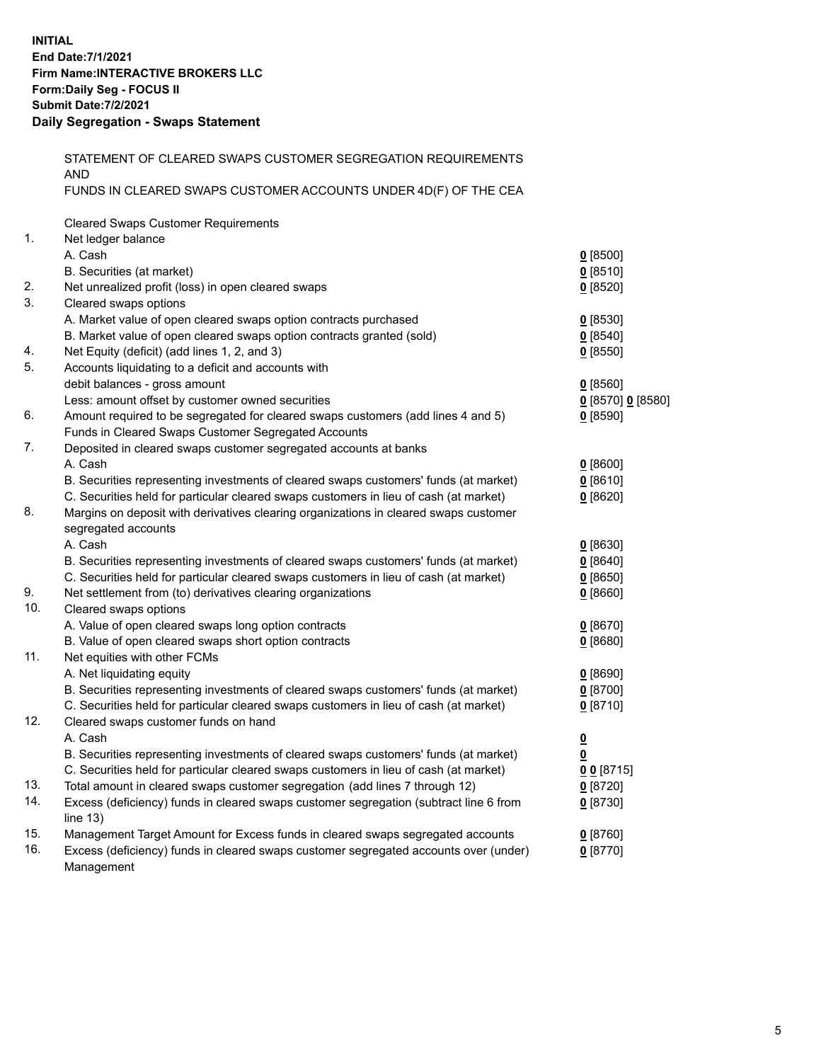**INITIAL**
**End Date:7/1/2021**
**Firm Name:INTERACTIVE BROKERS LLC**
**Form:Daily Seg - FOCUS II**
**Submit Date:7/2/2021**
**Daily Segregation - Swaps Statement**

STATEMENT OF CLEARED SWAPS CUSTOMER SEGREGATION REQUIREMENTS AND FUNDS IN CLEARED SWAPS CUSTOMER ACCOUNTS UNDER 4D(F) OF THE CEA

| | | |
|---|---|---|
| | Cleared Swaps Customer Requirements | |
| 1. | Net ledger balance | |
| | A. Cash | 0 [8500] |
| | B. Securities (at market) | 0 [8510] |
| 2. | Net unrealized profit (loss) in open cleared swaps | 0 [8520] |
| 3. | Cleared swaps options | |
| | A. Market value of open cleared swaps option contracts purchased | 0 [8530] |
| | B. Market value of open cleared swaps option contracts granted (sold) | 0 [8540] |
| 4. | Net Equity (deficit) (add lines 1, 2, and 3) | 0 [8550] |
| 5. | Accounts liquidating to a deficit and accounts with | |
| | debit balances - gross amount | 0 [8560] |
| | Less: amount offset by customer owned securities | 0 [8570] 0 [8580] |
| 6. | Amount required to be segregated for cleared swaps customers (add lines 4 and 5) | 0 [8590] |
| | Funds in Cleared Swaps Customer Segregated Accounts | |
| 7. | Deposited in cleared swaps customer segregated accounts at banks | |
| | A. Cash | 0 [8600] |
| | B. Securities representing investments of cleared swaps customers' funds (at market) | 0 [8610] |
| | C. Securities held for particular cleared swaps customers in lieu of cash (at market) | 0 [8620] |
| 8. | Margins on deposit with derivatives clearing organizations in cleared swaps customer segregated accounts | |
| | A. Cash | 0 [8630] |
| | B. Securities representing investments of cleared swaps customers' funds (at market) | 0 [8640] |
| | C. Securities held for particular cleared swaps customers in lieu of cash (at market) | 0 [8650] |
| 9. | Net settlement from (to) derivatives clearing organizations | 0 [8660] |
| 10. | Cleared swaps options | |
| | A. Value of open cleared swaps long option contracts | 0 [8670] |
| | B. Value of open cleared swaps short option contracts | 0 [8680] |
| 11. | Net equities with other FCMs | |
| | A. Net liquidating equity | 0 [8690] |
| | B. Securities representing investments of cleared swaps customers' funds (at market) | 0 [8700] |
| | C. Securities held for particular cleared swaps customers in lieu of cash (at market) | 0 [8710] |
| 12. | Cleared swaps customer funds on hand | |
| | A. Cash | 0 |
| | B. Securities representing investments of cleared swaps customers' funds (at market) | 0 |
| | C. Securities held for particular cleared swaps customers in lieu of cash (at market) | 0 0 [8715] |
| 13. | Total amount in cleared swaps customer segregation (add lines 7 through 12) | 0 [8720] |
| 14. | Excess (deficiency) funds in cleared swaps customer segregation (subtract line 6 from line 13) | 0 [8730] |
| 15. | Management Target Amount for Excess funds in cleared swaps segregated accounts | 0 [8760] |
| 16. | Excess (deficiency) funds in cleared swaps customer segregated accounts over (under) Management | 0 [8770] |